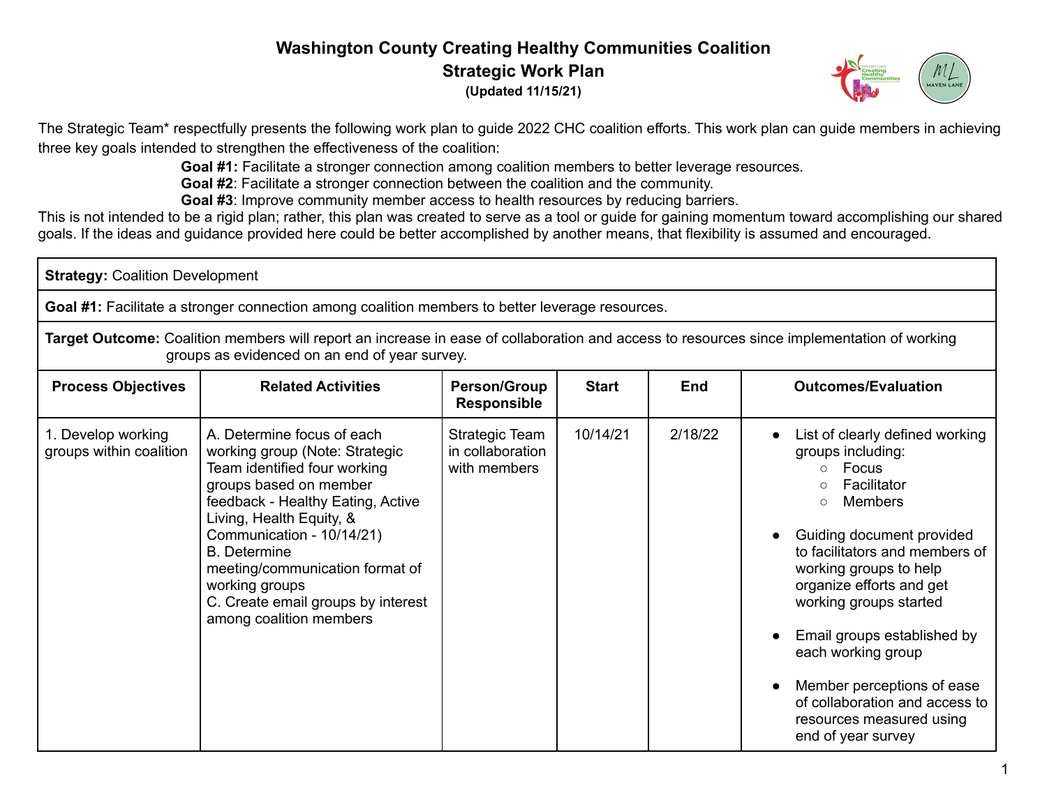# Washington County Creating Healthy Communities Coalition

## Strategic Work Plan

**(Updated 11/15/21)**

The Strategic Team* respectfully presents the following work plan to guide 2022 CHC coalition efforts. This work plan can guide members in achieving three key goals intended to strengthen the effectiveness of the coalition:

**Goal #1:** Facilitate a stronger connection among coalition members to better leverage resources.
**Goal #2**: Facilitate a stronger connection between the coalition and the community.
**Goal #3**: Improve community member access to health resources by reducing barriers.

This is not intended to be a rigid plan; rather, this plan was created to serve as a tool or guide for gaining momentum toward accomplishing our shared goals. If the ideas and guidance provided here could be better accomplished by another means, that flexibility is assumed and encouraged.

**Strategy:** Coalition Development

**Goal #1:** Facilitate a stronger connection among coalition members to better leverage resources.

**Target Outcome:** Coalition members will report an increase in ease of collaboration and access to resources since implementation of working groups as evidenced on an end of year survey.

| Process Objectives | Related Activities | Person/Group Responsible | Start | End | Outcomes/Evaluation |
|---|---|---|---|---|---|
| 1. Develop working groups within coalition | A. Determine focus of each working group (Note: Strategic Team identified four working groups based on member feedback - Healthy Eating, Active Living, Health Equity, & Communication - 10/14/21)<br>B. Determine meeting/communication format of working groups<br>C. Create email groups by interest among coalition members | Strategic Team in collaboration with members | 10/14/21 | 2/18/22 | • List of clearly defined working groups including:<br>&nbsp;&nbsp;○ Focus<br>&nbsp;&nbsp;○ Facilitator<br>&nbsp;&nbsp;○ Members<br>• Guiding document provided to facilitators and members of working groups to help organize efforts and get working groups started<br>• Email groups established by each working group<br>• Member perceptions of ease of collaboration and access to resources measured using end of year survey |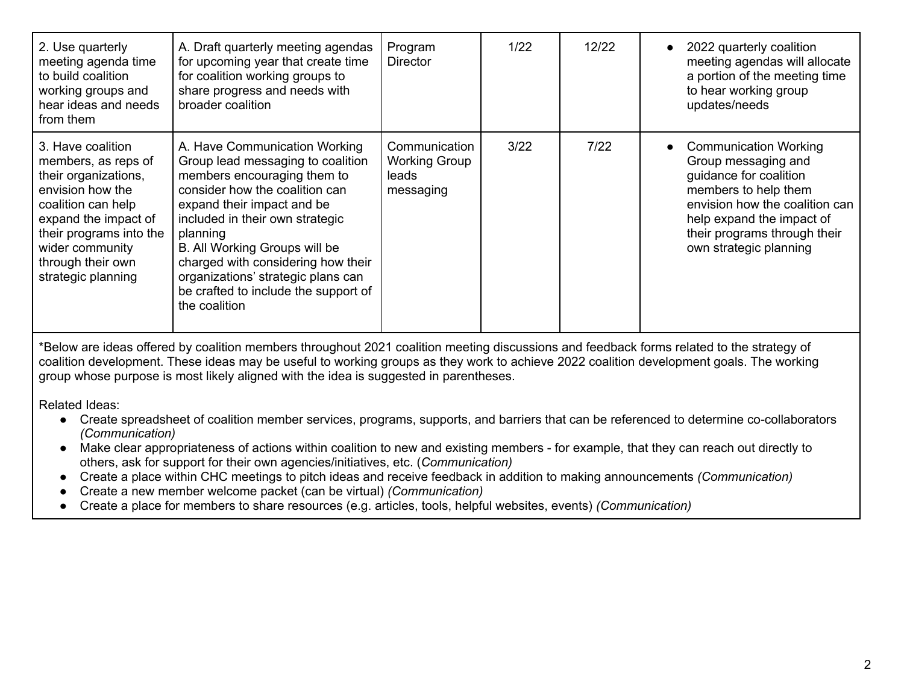| | | | | | |
|---|---|---|---|---|---|
| 2. Use quarterly meeting agenda time to build coalition working groups and hear ideas and needs from them | A. Draft quarterly meeting agendas for upcoming year that create time for coalition working groups to share progress and needs with broader coalition | Program Director | 1/22 | 12/22 | • 2022 quarterly coalition meeting agendas will allocate a portion of the meeting time to hear working group updates/needs |
| 3. Have coalition members, as reps of their organizations, envision how the coalition can help expand the impact of their programs into the wider community through their own strategic planning | A. Have Communication Working Group lead messaging to coalition members encouraging them to consider how the coalition can expand their impact and be included in their own strategic planning<br>B. All Working Groups will be charged with considering how their organizations' strategic plans can be crafted to include the support of the coalition | Communication Working Group leads messaging | 3/22 | 7/22 | • Communication Working Group messaging and guidance for coalition members to help them envision how the coalition can help expand the impact of their programs through their own strategic planning |

*Below are ideas offered by coalition members throughout 2021 coalition meeting discussions and feedback forms related to the strategy of coalition development. These ideas may be useful to working groups as they work to achieve 2022 coalition development goals. The working group whose purpose is most likely aligned with the idea is suggested in parentheses.

Related Ideas:

- Create spreadsheet of coalition member services, programs, supports, and barriers that can be referenced to determine co-collaborators *(Communication)*
- Make clear appropriateness of actions within coalition to new and existing members - for example, that they can reach out directly to others, ask for support for their own agencies/initiatives, etc. (*Communication)*
- Create a place within CHC meetings to pitch ideas and receive feedback in addition to making announcements *(Communication)*
- Create a new member welcome packet (can be virtual) *(Communication)*
- Create a place for members to share resources (e.g. articles, tools, helpful websites, events) *(Communication)*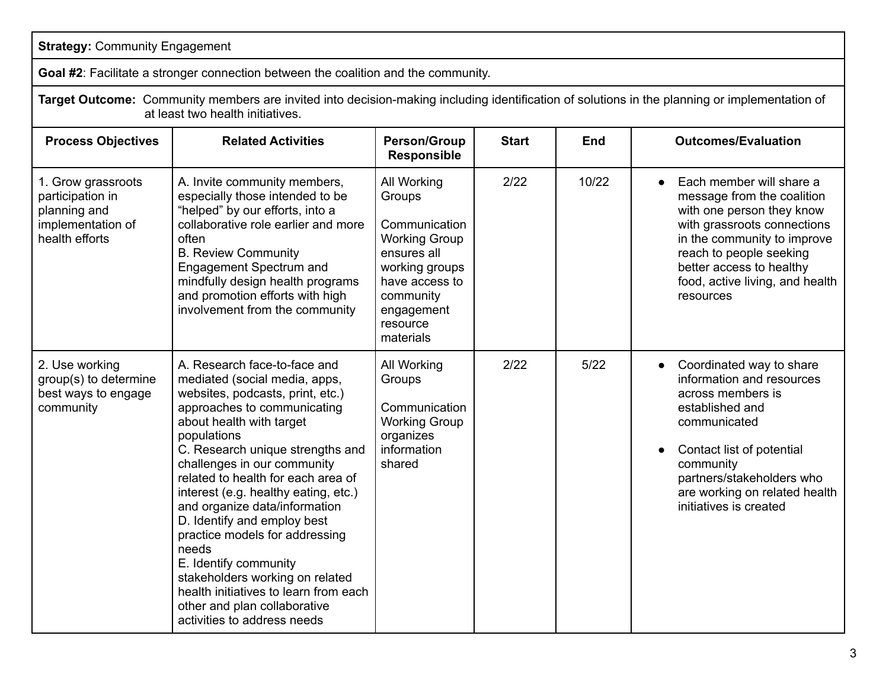**Strategy:** Community Engagement

**Goal #2**: Facilitate a stronger connection between the coalition and the community.

**Target Outcome:** Community members are invited into decision-making including identification of solutions in the planning or implementation of at least two health initiatives.

| Process Objectives | Related Activities | Person/Group Responsible | Start | End | Outcomes/Evaluation |
|---|---|---|---|---|---|
| 1. Grow grassroots participation in planning and implementation of health efforts | A. Invite community members, especially those intended to be "helped" by our efforts, into a collaborative role earlier and more often<br>B. Review Community Engagement Spectrum and mindfully design health programs and promotion efforts with high involvement from the community | All Working Groups<br><br>Communication Working Group ensures all working groups have access to community engagement resource materials | 2/22 | 10/22 | • Each member will share a message from the coalition with one person they know with grassroots connections in the community to improve reach to people seeking better access to healthy food, active living, and health resources |
| 2. Use working group(s) to determine best ways to engage community | A. Research face-to-face and mediated (social media, apps, websites, podcasts, print, etc.) approaches to communicating about health with target populations<br>C. Research unique strengths and challenges in our community related to health for each area of interest (e.g. healthy eating, etc.) and organize data/information<br>D. Identify and employ best practice models for addressing needs<br>E. Identify community stakeholders working on related health initiatives to learn from each other and plan collaborative activities to address needs | All Working Groups<br><br>Communication Working Group organizes information shared | 2/22 | 5/22 | • Coordinated way to share information and resources across members is established and communicated<br><br>• Contact list of potential community partners/stakeholders who are working on related health initiatives is created |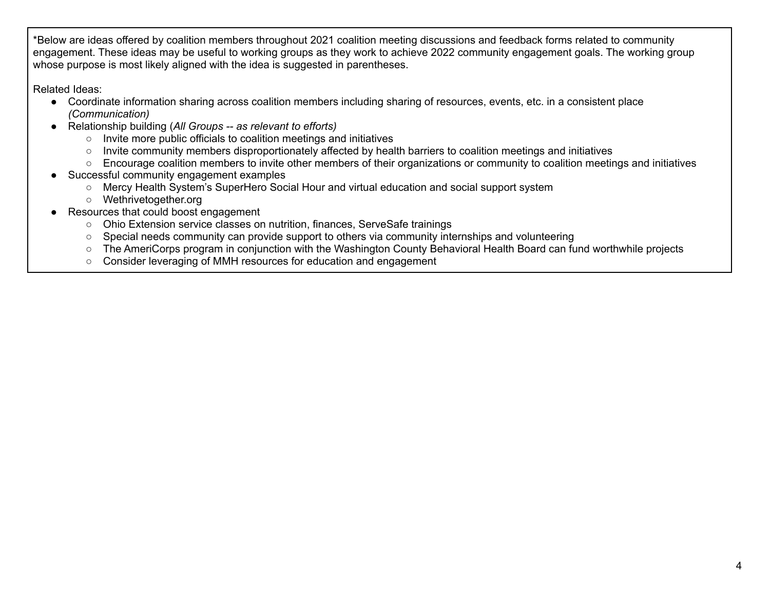*Below are ideas offered by coalition members throughout 2021 coalition meeting discussions and feedback forms related to community engagement. These ideas may be useful to working groups as they work to achieve 2022 community engagement goals. The working group whose purpose is most likely aligned with the idea is suggested in parentheses.

Related Ideas:

- Coordinate information sharing across coalition members including sharing of resources, events, etc. in a consistent place *(Communication)*
- Relationship building (*All Groups -- as relevant to efforts)*
  - Invite more public officials to coalition meetings and initiatives
  - Invite community members disproportionately affected by health barriers to coalition meetings and initiatives
  - Encourage coalition members to invite other members of their organizations or community to coalition meetings and initiatives
- Successful community engagement examples
  - Mercy Health System's SuperHero Social Hour and virtual education and social support system
  - Wethrivetogether.org
- Resources that could boost engagement
  - Ohio Extension service classes on nutrition, finances, ServeSafe trainings
  - Special needs community can provide support to others via community internships and volunteering
  - The AmeriCorps program in conjunction with the Washington County Behavioral Health Board can fund worthwhile projects
  - Consider leveraging of MMH resources for education and engagement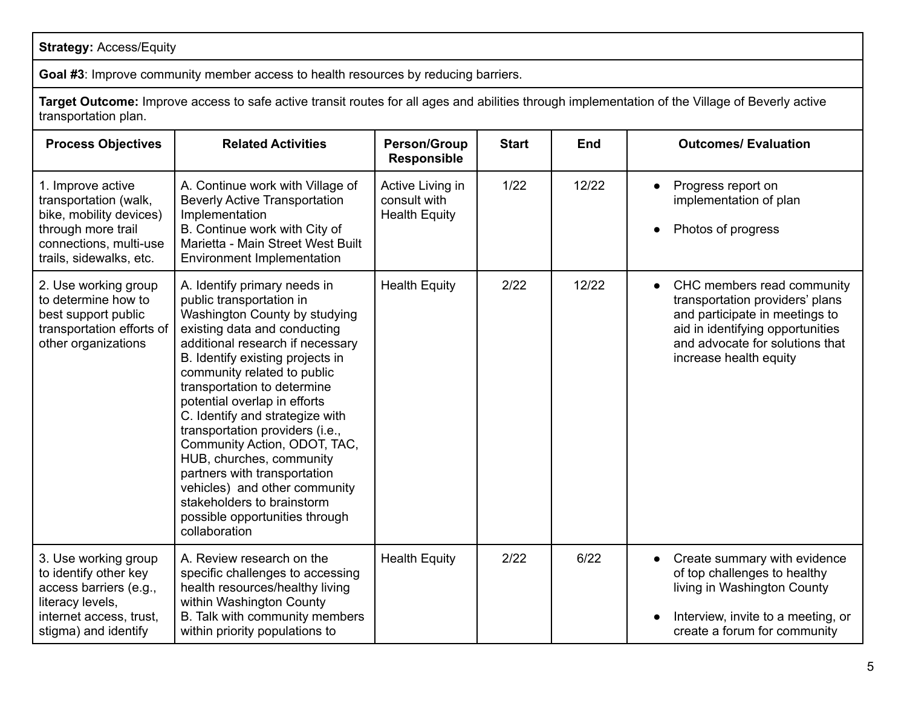**Strategy:** Access/Equity

**Goal #3**: Improve community member access to health resources by reducing barriers.

**Target Outcome:** Improve access to safe active transit routes for all ages and abilities through implementation of the Village of Beverly active transportation plan.

| Process Objectives | Related Activities | Person/Group Responsible | Start | End | Outcomes/ Evaluation |
|---|---|---|---|---|---|
| 1. Improve active transportation (walk, bike, mobility devices) through more trail connections, multi-use trails, sidewalks, etc. | A. Continue work with Village of Beverly Active Transportation Implementation<br>B. Continue work with City of Marietta - Main Street West Built Environment Implementation | Active Living in consult with Health Equity | 1/22 | 12/22 | • Progress report on implementation of plan<br>• Photos of progress |
| 2. Use working group to determine how to best support public transportation efforts of other organizations | A. Identify primary needs in public transportation in Washington County by studying existing data and conducting additional research if necessary<br>B. Identify existing projects in community related to public transportation to determine potential overlap in efforts<br>C. Identify and strategize with transportation providers (i.e., Community Action, ODOT, TAC, HUB, churches, community partners with transportation vehicles) and other community stakeholders to brainstorm possible opportunities through collaboration | Health Equity | 2/22 | 12/22 | • CHC members read community transportation providers' plans and participate in meetings to aid in identifying opportunities and advocate for solutions that increase health equity |
| 3. Use working group to identify other key access barriers (e.g., literacy levels, internet access, trust, stigma) and identify | A. Review research on the specific challenges to accessing health resources/healthy living within Washington County<br>B. Talk with community members within priority populations to | Health Equity | 2/22 | 6/22 | • Create summary with evidence of top challenges to healthy living in Washington County<br>• Interview, invite to a meeting, or create a forum for community |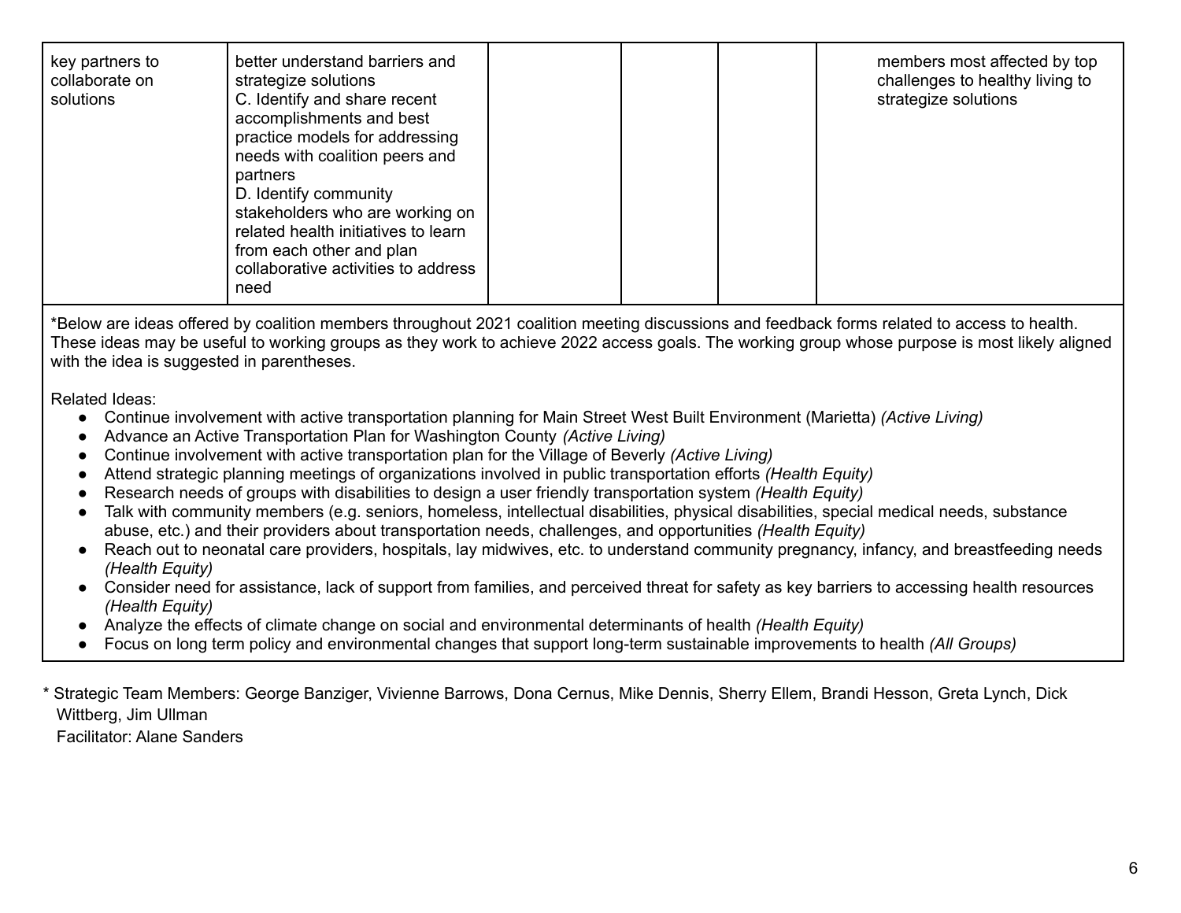| | | | | | |
|---|---|---|---|---|---|
| key partners to collaborate on solutions | better understand barriers and strategize solutions<br>C. Identify and share recent accomplishments and best practice models for addressing needs with coalition peers and partners<br>D. Identify community stakeholders who are working on related health initiatives to learn from each other and plan collaborative activities to address need | | | | members most affected by top challenges to healthy living to strategize solutions |

*Below are ideas offered by coalition members throughout 2021 coalition meeting discussions and feedback forms related to access to health. These ideas may be useful to working groups as they work to achieve 2022 access goals. The working group whose purpose is most likely aligned with the idea is suggested in parentheses.

Related Ideas:

- Continue involvement with active transportation planning for Main Street West Built Environment (Marietta) *(Active Living)*
- Advance an Active Transportation Plan for Washington County *(Active Living)*
- Continue involvement with active transportation plan for the Village of Beverly *(Active Living)*
- Attend strategic planning meetings of organizations involved in public transportation efforts *(Health Equity)*
- Research needs of groups with disabilities to design a user friendly transportation system *(Health Equity)*
- Talk with community members (e.g. seniors, homeless, intellectual disabilities, physical disabilities, special medical needs, substance abuse, etc.) and their providers about transportation needs, challenges, and opportunities *(Health Equity)*
- Reach out to neonatal care providers, hospitals, lay midwives, etc. to understand community pregnancy, infancy, and breastfeeding needs *(Health Equity)*
- Consider need for assistance, lack of support from families, and perceived threat for safety as key barriers to accessing health resources *(Health Equity)*
- Analyze the effects of climate change on social and environmental determinants of health *(Health Equity)*
- Focus on long term policy and environmental changes that support long-term sustainable improvements to health *(All Groups)*

* Strategic Team Members: George Banziger, Vivienne Barrows, Dona Cernus, Mike Dennis, Sherry Ellem, Brandi Hesson, Greta Lynch, Dick Wittberg, Jim Ullman
Facilitator: Alane Sanders